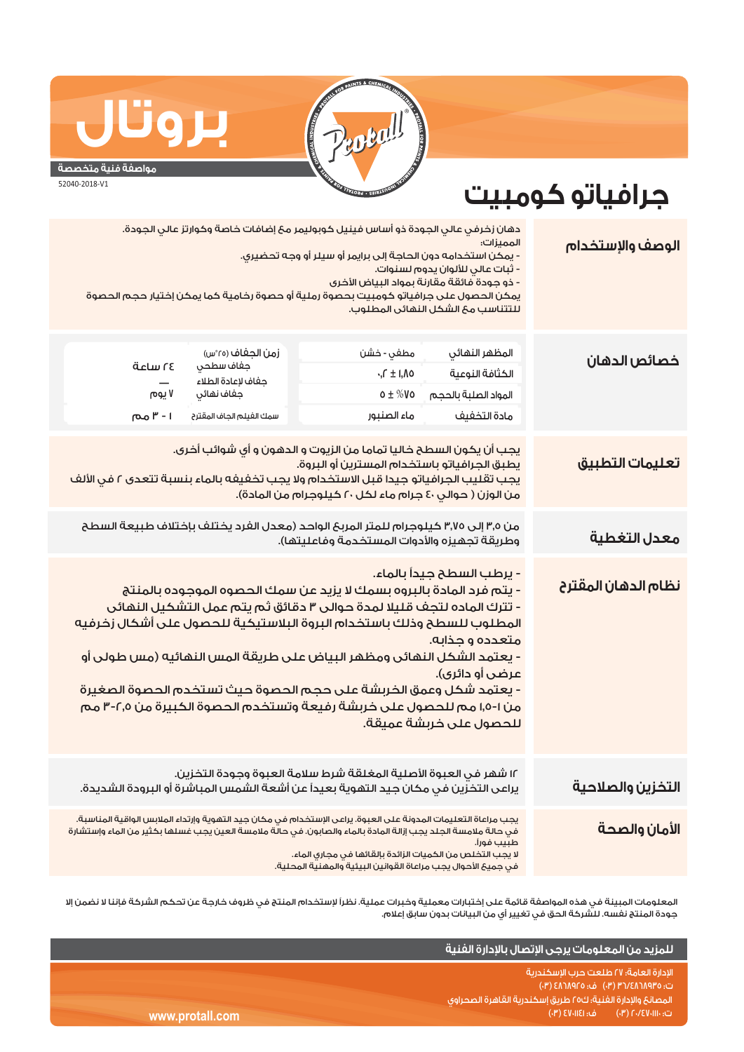# بروتال

**مواصفة فنية متخصصة**

52040-2018-V1

# جرافياتو كومبيت

## الوصف والإستخدام

دهان زخرفي عالي الجودة ذو أساس فينيل كوبوليمر مع إضافات خاصة وكوارتز عالي الجودة.

المميزات:

- يمكن استخدامه دون الحاجة إلى برايمر أو سيلر أو وجه تحضيري.
- ثبات عالي للألوان يدوم لسنوات.
- ذو جودة فائقة مقارنة بمواد البياض الأخرى

يمكن الحصول على جرافياتو كومبيت بحصوة رملية أو حصوة رخامية كما يمكن إختيار حجم الحصوة للتتناسب مع الشكل النهائي المطلوب.

## خصائص الدهان

| | | | |
|---|---|---|---|
| المظهر النهائي | مطفي - خشن | زمن الجفاف (٢٥°س) | |
| الكثافة النوعية | ١,٨٥ ± ٠,٢ | جفاف سطحي | ٢٤ ساعة |
| المواد الصلبة بالحجم | ٧٥% ± ٥ | جفاف لإعادة الطلاء | — |
| | | جفاف نهائي | ٧ يوم |
| مادة التخفيف | ماء الصنبور | سمك الفيلم الجاف المقترح | ١ - ٣ مم |

## تعليمات التطبيق

يجب أن يكون السطح خاليا تماما من الزيوت و الدهون و أي شوائب أخرى.
يطبق الجرافياتو باستخدام المستربن أو البروة.
يجب تقليب الجرافياتو جيدا قبل الاستخدام ولا يجب تخفيفه بالماء بنسبة تتعدى ٢ في الألف من الوزن ( حوالي ٤٠ جرام ماء لكل ٢٠ كيلوجرام من المادة).

## معدل التغطية

من ٣,٥ إلى ٣,٧٥ كيلوجرام للمتر المربع الواحد (معدل الفرد يختلف بإختلاف طبيعة السطح وطريقة تجهيزه والأدوات المستخدمة وفاعليتها).

## نظام الدهان المقترح

- يرطب السطح جيداً بالماء.
- يتم فرد المادة بالبروه بسمك لا يزيد عن سمك الحصوه الموجوده بالمنتج
- تترك الماده لتجف قليلا لمدة حوالى ٣ دقائق ثم يتم عمل التشكيل النهائى المطلوب للسطح وذلك باستخدام البروة البلاستيكية للحصول على أشكال زخرفيه متعدده و جذابه.
- يعتمد الشكل النهائى ومظهر البياض على طريقة المس النهائيه (مس طولى أو عرضى أو دائرى).
- يعتمد شكل وعمق الخربشة على حجم الحصوة حيث تستخدم الحصوة الصغيرة من ١-١,٥ مم للحصول على خربشة رفيعة وتستخدم الحصوة الكبيرة من ٢,٥-٣ مم للحصول على خربشة عميقة.

## التخزين والصلاحية

١٢ شهر في العبوة الأصلية المغلقة شرط سلامة العبوة وجودة التخزين.
يراعى التخزين في مكان جيد التهوية بعيداً عن أشعة الشمس المباشرة أو البرودة الشديدة.

## الأمان والصحة

يجب مراعاة التعليمات المدونة على العبوة. يراعى الإستخدام في مكان جيد التهوية وإرتداء الملابس الواقية المناسبة.
في حالة ملامسة الجلد يجب إزالة المادة بالماء والصابون. في حالة ملامسة العين يجب غسلها بكثير من الماء وإستشارة طبيب فوراً.
لا يجب التخلص من الكميات الزائدة بإلقائها في مجاري الماء.
في جميع الأحوال يجب مراعاة القوانين البيئية والمهنية المحلية.

المعلومات المبينة في هذه المواصفة قائمة على إختبارات معملية وخبرات عملية. نظراً لإستخدام المنتج في ظروف خارجة عن تحكم الشركة فإننا لا نضمن إلا جودة المنتج نفسه. للشركة الحق في تغيير أي من البيانات بدون سابق إعلام.

**للمزيد من المعلومات يرجى الإتصال بالإدارة الفنية**

الإدارة العامة: ٢٧ طلعت حرب الإسكندرية
ت: ٤٨٦٨٩٣٥/٣٦ (٠٣) ف: ٤٨٦٨٩٢٥ (٠٣)
المصانع والإدارة الفنية: ك٢٥ طريق إسكندرية القاهرة الصحراوي
ت: ٤٧٠١١١٠/٢٠ (٠٣) ف: ٤٧٠١١٤١ (٠٣)

www.protall.com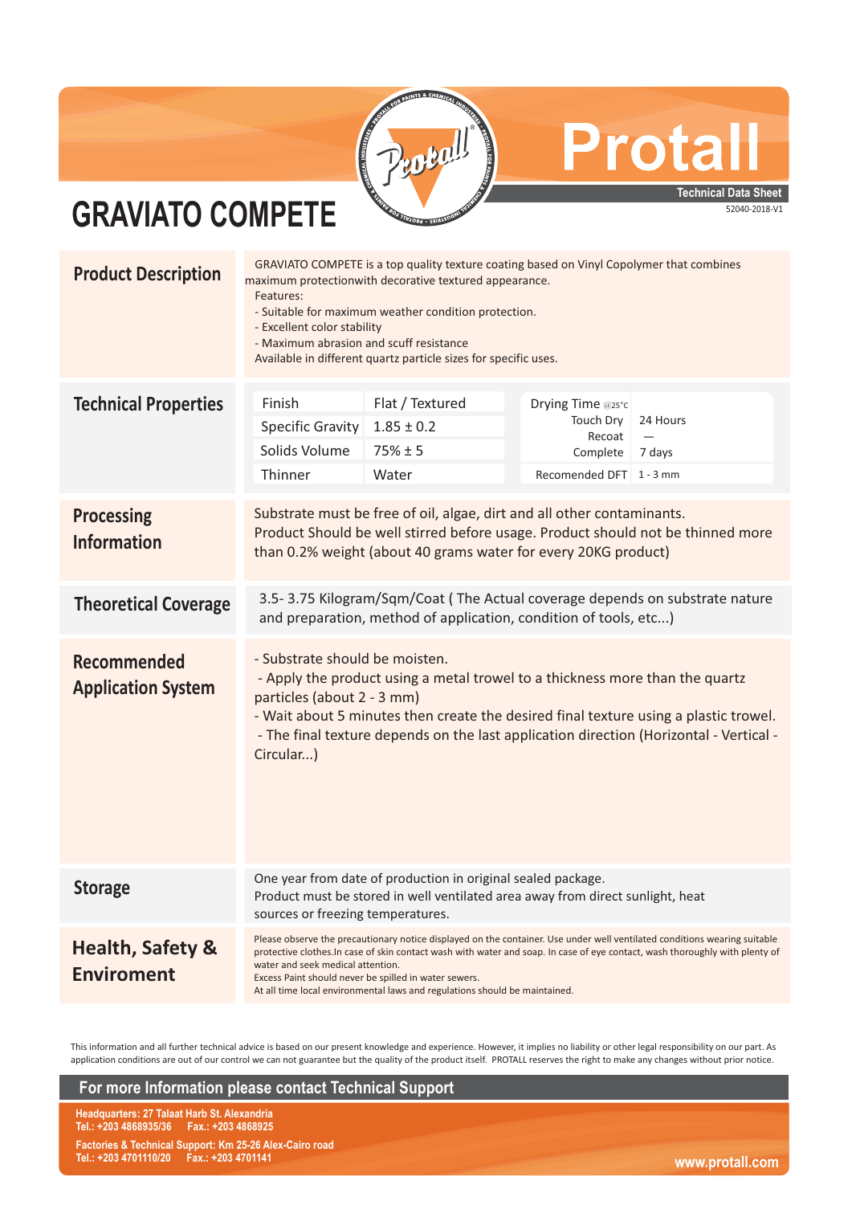# GRAVIATO COMPETE

Protall

Technical Data Sheet

52040-2018-V1

## Product Description

GRAVIATO COMPETE is a top quality texture coating based on Vinyl Copolymer that combines maximum protectionwith decorative textured appearance.

Features:

- Suitable for maximum weather condition protection.
- Excellent color stability
- Maximum abrasion and scuff resistance

Available in different quartz particle sizes for specific uses.

## Technical Properties

| | | | |
|---|---|---|---|
| Finish | Flat / Textured | Drying Time @25°C | |
| Specific Gravity | 1.85 ± 0.2 | Touch Dry | 24 Hours |
| | | Recoat | — |
| Solids Volume | 75% ± 5 | Complete | 7 days |
| Thinner | Water | Recomended DFT | 1 - 3 mm |

## Processing Information

Substrate must be free of oil, algae, dirt and all other contaminants.
Product Should be well stirred before usage. Product should not be thinned more than 0.2% weight (about 40 grams water for every 20KG product)

## Theoretical Coverage

3.5- 3.75 Kilogram/Sqm/Coat ( The Actual coverage depends on substrate nature and preparation, method of application, condition of tools, etc...)

## Recommended Application System

- Substrate should be moisten.
- Apply the product using a metal trowel to a thickness more than the quartz particles (about 2 - 3 mm)
- Wait about 5 minutes then create the desired final texture using a plastic trowel.
- The final texture depends on the last application direction (Horizontal - Vertical - Circular...)

## Storage

One year from date of production in original sealed package.
Product must be stored in well ventilated area away from direct sunlight, heat sources or freezing temperatures.

## Health, Safety & Enviroment

Please observe the precautionary notice displayed on the container. Use under well ventilated conditions wearing suitable protective clothes.In case of skin contact wash with water and soap. In case of eye contact, wash thoroughly with plenty of water and seek medical attention.
Excess Paint should never be spilled in water sewers.
At all time local environmental laws and regulations should be maintained.

This information and all further technical advice is based on our present knowledge and experience. However, it implies no liability or other legal responsibility on our part. As application conditions are out of our control we can not guarantee but the quality of the product itself. PROTALL reserves the right to make any changes without prior notice.

**For more Information please contact Technical Support**

**Headquarters: 27 Talaat Harb St. Alexandria**
**Tel.: +203 4868935/36 Fax.: +203 4868925**

**Factories & Technical Support: Km 25-26 Alex-Cairo road**
**Tel.: +203 4701110/20 Fax.: +203 4701141**

**www.protall.com**